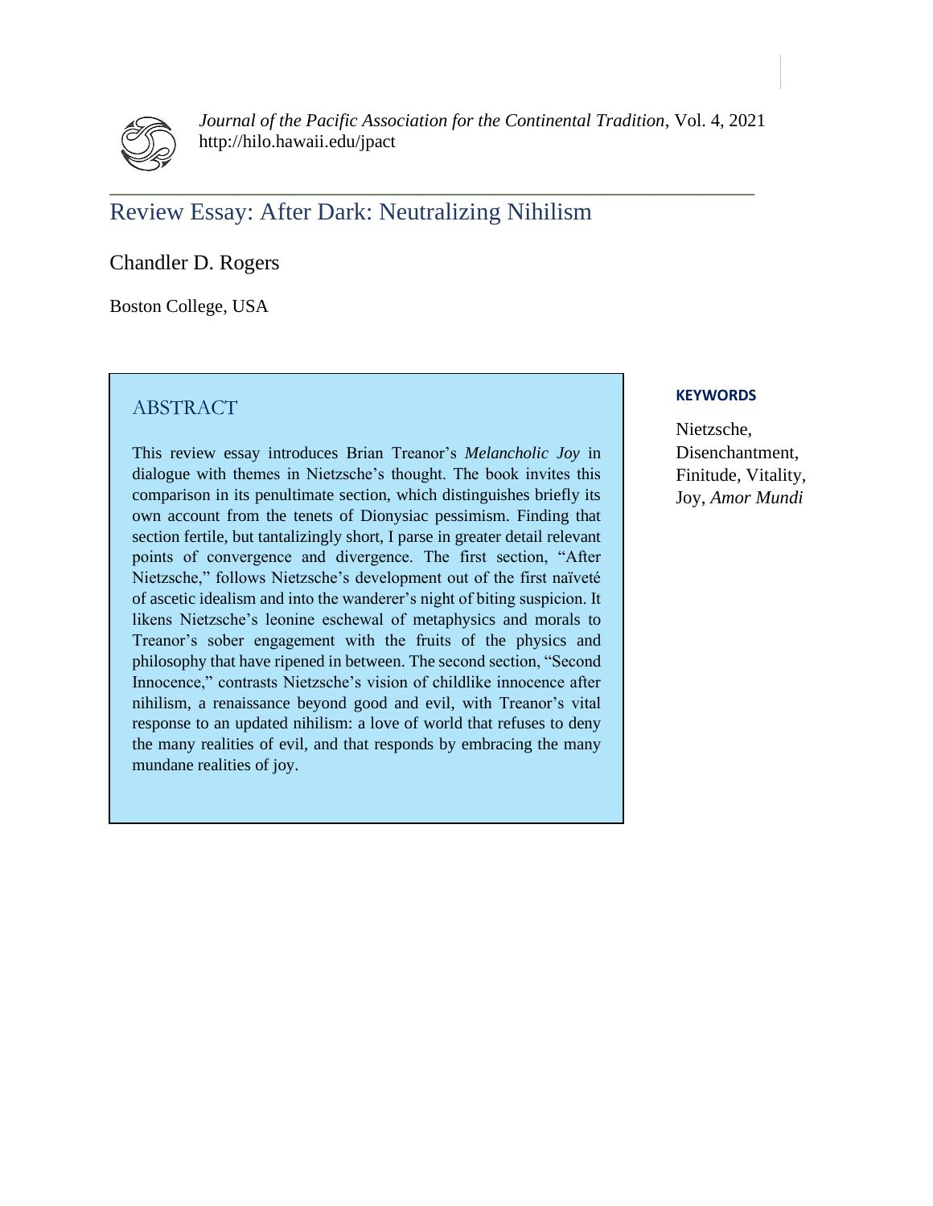*Journal of the Pacific Association for the Continental Tradition*, Vol. 4, 2021
http://hilo.hawaii.edu/jpact

# Review Essay: After Dark: Neutralizing Nihilism

Chandler D. Rogers

Boston College, USA

## ABSTRACT

This review essay introduces Brian Treanor's *Melancholic Joy* in dialogue with themes in Nietzsche's thought. The book invites this comparison in its penultimate section, which distinguishes briefly its own account from the tenets of Dionysiac pessimism. Finding that section fertile, but tantalizingly short, I parse in greater detail relevant points of convergence and divergence. The first section, "After Nietzsche," follows Nietzsche's development out of the first naïveté of ascetic idealism and into the wanderer's night of biting suspicion. It likens Nietzsche's leonine eschewal of metaphysics and morals to Treanor's sober engagement with the fruits of the physics and philosophy that have ripened in between. The second section, "Second Innocence," contrasts Nietzsche's vision of childlike innocence after nihilism, a renaissance beyond good and evil, with Treanor's vital response to an updated nihilism: a love of world that refuses to deny the many realities of evil, and that responds by embracing the many mundane realities of joy.

**KEYWORDS**

Nietzsche, Disenchantment, Finitude, Vitality, Joy, *Amor Mundi*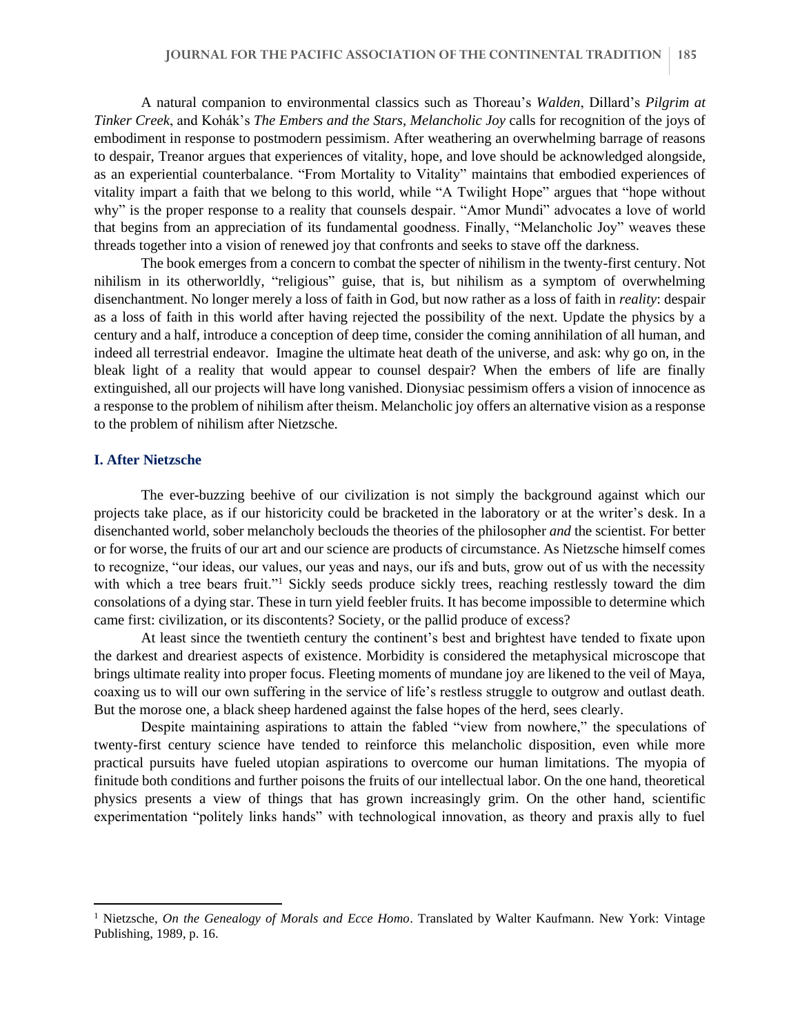A natural companion to environmental classics such as Thoreau's *Walden*, Dillard's *Pilgrim at Tinker Creek*, and Kohák's *The Embers and the Stars*, *Melancholic Joy* calls for recognition of the joys of embodiment in response to postmodern pessimism. After weathering an overwhelming barrage of reasons to despair, Treanor argues that experiences of vitality, hope, and love should be acknowledged alongside, as an experiential counterbalance. "From Mortality to Vitality" maintains that embodied experiences of vitality impart a faith that we belong to this world, while "A Twilight Hope" argues that "hope without why" is the proper response to a reality that counsels despair. "Amor Mundi" advocates a love of world that begins from an appreciation of its fundamental goodness. Finally, "Melancholic Joy" weaves these threads together into a vision of renewed joy that confronts and seeks to stave off the darkness.

The book emerges from a concern to combat the specter of nihilism in the twenty-first century. Not nihilism in its otherworldly, "religious" guise, that is, but nihilism as a symptom of overwhelming disenchantment. No longer merely a loss of faith in God, but now rather as a loss of faith in *reality*: despair as a loss of faith in this world after having rejected the possibility of the next. Update the physics by a century and a half, introduce a conception of deep time, consider the coming annihilation of all human, and indeed all terrestrial endeavor. Imagine the ultimate heat death of the universe, and ask: why go on, in the bleak light of a reality that would appear to counsel despair? When the embers of life are finally extinguished, all our projects will have long vanished. Dionysiac pessimism offers a vision of innocence as a response to the problem of nihilism after theism. Melancholic joy offers an alternative vision as a response to the problem of nihilism after Nietzsche.

## I. After Nietzsche

The ever-buzzing beehive of our civilization is not simply the background against which our projects take place, as if our historicity could be bracketed in the laboratory or at the writer's desk. In a disenchanted world, sober melancholy beclouds the theories of the philosopher *and* the scientist. For better or for worse, the fruits of our art and our science are products of circumstance. As Nietzsche himself comes to recognize, "our ideas, our values, our yeas and nays, our ifs and buts, grow out of us with the necessity with which a tree bears fruit."[1] Sickly seeds produce sickly trees, reaching restlessly toward the dim consolations of a dying star. These in turn yield feebler fruits. It has become impossible to determine which came first: civilization, or its discontents? Society, or the pallid produce of excess?

At least since the twentieth century the continent's best and brightest have tended to fixate upon the darkest and dreariest aspects of existence. Morbidity is considered the metaphysical microscope that brings ultimate reality into proper focus. Fleeting moments of mundane joy are likened to the veil of Maya, coaxing us to will our own suffering in the service of life's restless struggle to outgrow and outlast death. But the morose one, a black sheep hardened against the false hopes of the herd, sees clearly.

Despite maintaining aspirations to attain the fabled "view from nowhere," the speculations of twenty-first century science have tended to reinforce this melancholic disposition, even while more practical pursuits have fueled utopian aspirations to overcome our human limitations. The myopia of finitude both conditions and further poisons the fruits of our intellectual labor. On the one hand, theoretical physics presents a view of things that has grown increasingly grim. On the other hand, scientific experimentation "politely links hands" with technological innovation, as theory and praxis ally to fuel

---

[1] Nietzsche, *On the Genealogy of Morals and Ecce Homo*. Translated by Walter Kaufmann. New York: Vintage Publishing, 1989, p. 16.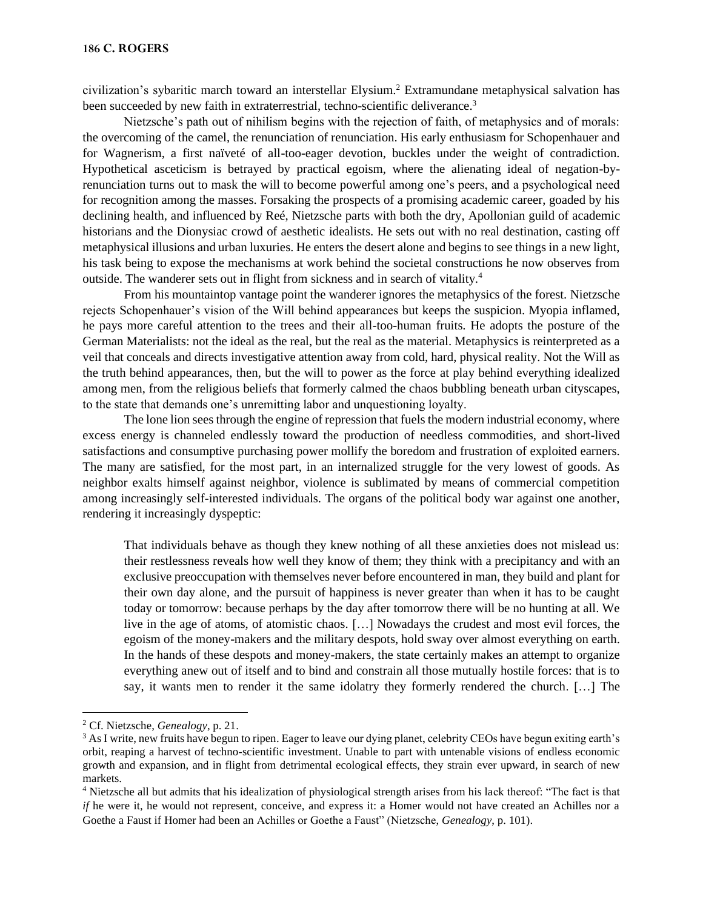civilization's sybaritic march toward an interstellar Elysium.[2] Extramundane metaphysical salvation has been succeeded by new faith in extraterrestrial, techno-scientific deliverance.[3]

Nietzsche's path out of nihilism begins with the rejection of faith, of metaphysics and of morals: the overcoming of the camel, the renunciation of renunciation. His early enthusiasm for Schopenhauer and for Wagnerism, a first naïveté of all-too-eager devotion, buckles under the weight of contradiction. Hypothetical asceticism is betrayed by practical egoism, where the alienating ideal of negation-by-renunciation turns out to mask the will to become powerful among one's peers, and a psychological need for recognition among the masses. Forsaking the prospects of a promising academic career, goaded by his declining health, and influenced by Reé, Nietzsche parts with both the dry, Apollonian guild of academic historians and the Dionysiac crowd of aesthetic idealists. He sets out with no real destination, casting off metaphysical illusions and urban luxuries. He enters the desert alone and begins to see things in a new light, his task being to expose the mechanisms at work behind the societal constructions he now observes from outside. The wanderer sets out in flight from sickness and in search of vitality.[4]

From his mountaintop vantage point the wanderer ignores the metaphysics of the forest. Nietzsche rejects Schopenhauer's vision of the Will behind appearances but keeps the suspicion. Myopia inflamed, he pays more careful attention to the trees and their all-too-human fruits. He adopts the posture of the German Materialists: not the ideal as the real, but the real as the material. Metaphysics is reinterpreted as a veil that conceals and directs investigative attention away from cold, hard, physical reality. Not the Will as the truth behind appearances, then, but the will to power as the force at play behind everything idealized among men, from the religious beliefs that formerly calmed the chaos bubbling beneath urban cityscapes, to the state that demands one's unremitting labor and unquestioning loyalty.

The lone lion sees through the engine of repression that fuels the modern industrial economy, where excess energy is channeled endlessly toward the production of needless commodities, and short-lived satisfactions and consumptive purchasing power mollify the boredom and frustration of exploited earners. The many are satisfied, for the most part, in an internalized struggle for the very lowest of goods. As neighbor exalts himself against neighbor, violence is sublimated by means of commercial competition among increasingly self-interested individuals. The organs of the political body war against one another, rendering it increasingly dyspeptic:

> That individuals behave as though they knew nothing of all these anxieties does not mislead us: their restlessness reveals how well they know of them; they think with a precipitancy and with an exclusive preoccupation with themselves never before encountered in man, they build and plant for their own day alone, and the pursuit of happiness is never greater than when it has to be caught today or tomorrow: because perhaps by the day after tomorrow there will be no hunting at all. We live in the age of atoms, of atomistic chaos. […] Nowadays the crudest and most evil forces, the egoism of the money-makers and the military despots, hold sway over almost everything on earth. In the hands of these despots and money-makers, the state certainly makes an attempt to organize everything anew out of itself and to bind and constrain all those mutually hostile forces: that is to say, it wants men to render it the same idolatry they formerly rendered the church. […] The

[2] Cf. Nietzsche, *Genealogy*, p. 21.

[3] As I write, new fruits have begun to ripen. Eager to leave our dying planet, celebrity CEOs have begun exiting earth's orbit, reaping a harvest of techno-scientific investment. Unable to part with untenable visions of endless economic growth and expansion, and in flight from detrimental ecological effects, they strain ever upward, in search of new markets.

[4] Nietzsche all but admits that his idealization of physiological strength arises from his lack thereof: "The fact is that *if* he were it, he would not represent, conceive, and express it: a Homer would not have created an Achilles nor a Goethe a Faust if Homer had been an Achilles or Goethe a Faust" (Nietzsche, *Genealogy*, p. 101).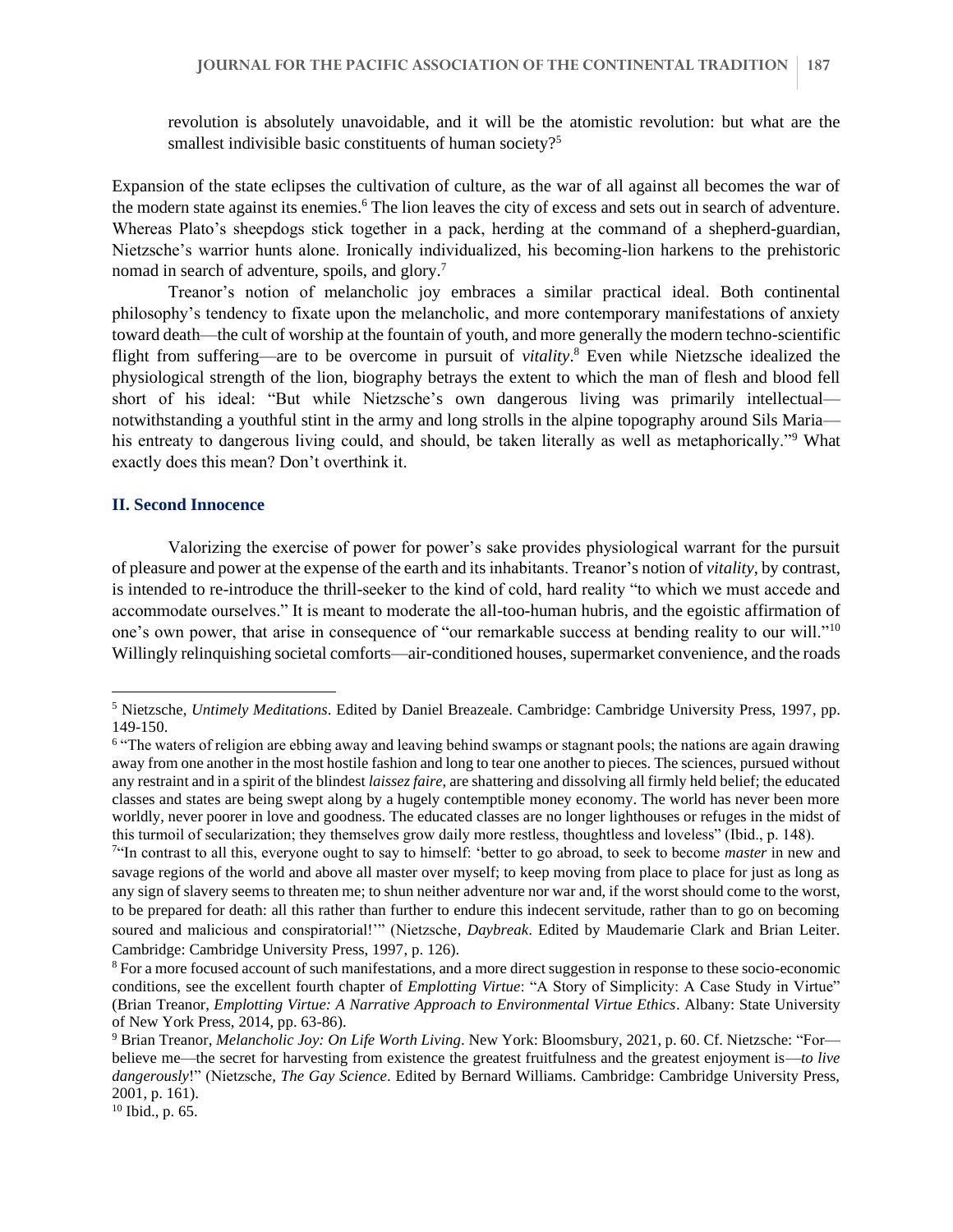revolution is absolutely unavoidable, and it will be the atomistic revolution: but what are the smallest indivisible basic constituents of human society?[5]

Expansion of the state eclipses the cultivation of culture, as the war of all against all becomes the war of the modern state against its enemies.[6] The lion leaves the city of excess and sets out in search of adventure. Whereas Plato's sheepdogs stick together in a pack, herding at the command of a shepherd-guardian, Nietzsche's warrior hunts alone. Ironically individualized, his becoming-lion harkens to the prehistoric nomad in search of adventure, spoils, and glory.[7]

Treanor's notion of melancholic joy embraces a similar practical ideal. Both continental philosophy's tendency to fixate upon the melancholic, and more contemporary manifestations of anxiety toward death—the cult of worship at the fountain of youth, and more generally the modern techno-scientific flight from suffering—are to be overcome in pursuit of *vitality*.[8] Even while Nietzsche idealized the physiological strength of the lion, biography betrays the extent to which the man of flesh and blood fell short of his ideal: "But while Nietzsche's own dangerous living was primarily intellectual—notwithstanding a youthful stint in the army and long strolls in the alpine topography around Sils Maria—his entreaty to dangerous living could, and should, be taken literally as well as metaphorically."[9] What exactly does this mean? Don't overthink it.

## II. Second Innocence

Valorizing the exercise of power for power's sake provides physiological warrant for the pursuit of pleasure and power at the expense of the earth and its inhabitants. Treanor's notion of *vitality*, by contrast, is intended to re-introduce the thrill-seeker to the kind of cold, hard reality "to which we must accede and accommodate ourselves." It is meant to moderate the all-too-human hubris, and the egoistic affirmation of one's own power, that arise in consequence of "our remarkable success at bending reality to our will."[10] Willingly relinquishing societal comforts—air-conditioned houses, supermarket convenience, and the roads

---

[5] Nietzsche, *Untimely Meditations*. Edited by Daniel Breazeale. Cambridge: Cambridge University Press, 1997, pp. 149-150.

[6] "The waters of religion are ebbing away and leaving behind swamps or stagnant pools; the nations are again drawing away from one another in the most hostile fashion and long to tear one another to pieces. The sciences, pursued without any restraint and in a spirit of the blindest *laissez faire*, are shattering and dissolving all firmly held belief; the educated classes and states are being swept along by a hugely contemptible money economy. The world has never been more worldly, never poorer in love and goodness. The educated classes are no longer lighthouses or refuges in the midst of this turmoil of secularization; they themselves grow daily more restless, thoughtless and loveless" (Ibid., p. 148).

[7] "In contrast to all this, everyone ought to say to himself: 'better to go abroad, to seek to become *master* in new and savage regions of the world and above all master over myself; to keep moving from place to place for just as long as any sign of slavery seems to threaten me; to shun neither adventure nor war and, if the worst should come to the worst, to be prepared for death: all this rather than further to endure this indecent servitude, rather than to go on becoming soured and malicious and conspiratorial!'" (Nietzsche, *Daybreak*. Edited by Maudemarie Clark and Brian Leiter. Cambridge: Cambridge University Press, 1997, p. 126).

[8] For a more focused account of such manifestations, and a more direct suggestion in response to these socio-economic conditions, see the excellent fourth chapter of *Emplotting Virtue*: "A Story of Simplicity: A Case Study in Virtue" (Brian Treanor, *Emplotting Virtue: A Narrative Approach to Environmental Virtue Ethics*. Albany: State University of New York Press, 2014, pp. 63-86).

[9] Brian Treanor, *Melancholic Joy: On Life Worth Living*. New York: Bloomsbury, 2021, p. 60. Cf. Nietzsche: "For—believe me—the secret for harvesting from existence the greatest fruitfulness and the greatest enjoyment is—*to live dangerously*!" (Nietzsche, *The Gay Science*. Edited by Bernard Williams. Cambridge: Cambridge University Press, 2001, p. 161).

[10] Ibid., p. 65.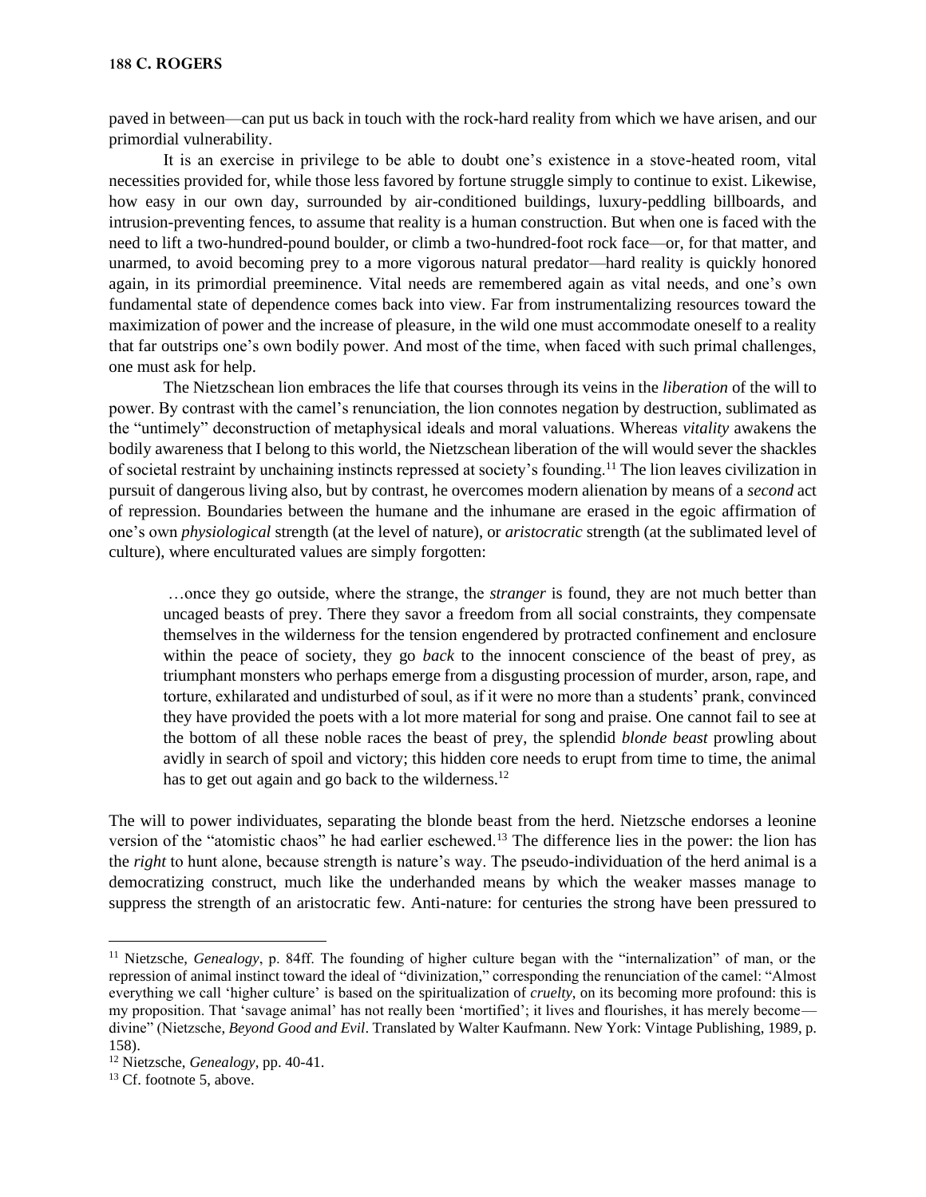paved in between—can put us back in touch with the rock-hard reality from which we have arisen, and our primordial vulnerability.

It is an exercise in privilege to be able to doubt one's existence in a stove-heated room, vital necessities provided for, while those less favored by fortune struggle simply to continue to exist. Likewise, how easy in our own day, surrounded by air-conditioned buildings, luxury-peddling billboards, and intrusion-preventing fences, to assume that reality is a human construction. But when one is faced with the need to lift a two-hundred-pound boulder, or climb a two-hundred-foot rock face—or, for that matter, and unarmed, to avoid becoming prey to a more vigorous natural predator—hard reality is quickly honored again, in its primordial preeminence. Vital needs are remembered again as vital needs, and one's own fundamental state of dependence comes back into view. Far from instrumentalizing resources toward the maximization of power and the increase of pleasure, in the wild one must accommodate oneself to a reality that far outstrips one's own bodily power. And most of the time, when faced with such primal challenges, one must ask for help.

The Nietzschean lion embraces the life that courses through its veins in the *liberation* of the will to power. By contrast with the camel's renunciation, the lion connotes negation by destruction, sublimated as the "untimely" deconstruction of metaphysical ideals and moral valuations. Whereas *vitality* awakens the bodily awareness that I belong to this world, the Nietzschean liberation of the will would sever the shackles of societal restraint by unchaining instincts repressed at society's founding.[11] The lion leaves civilization in pursuit of dangerous living also, but by contrast, he overcomes modern alienation by means of a *second* act of repression. Boundaries between the humane and the inhumane are erased in the egoic affirmation of one's own *physiological* strength (at the level of nature), or *aristocratic* strength (at the sublimated level of culture), where enculturated values are simply forgotten:

> …once they go outside, where the strange, the *stranger* is found, they are not much better than uncaged beasts of prey. There they savor a freedom from all social constraints, they compensate themselves in the wilderness for the tension engendered by protracted confinement and enclosure within the peace of society, they go *back* to the innocent conscience of the beast of prey, as triumphant monsters who perhaps emerge from a disgusting procession of murder, arson, rape, and torture, exhilarated and undisturbed of soul, as if it were no more than a students' prank, convinced they have provided the poets with a lot more material for song and praise. One cannot fail to see at the bottom of all these noble races the beast of prey, the splendid *blonde beast* prowling about avidly in search of spoil and victory; this hidden core needs to erupt from time to time, the animal has to get out again and go back to the wilderness.[12]

The will to power individuates, separating the blonde beast from the herd. Nietzsche endorses a leonine version of the "atomistic chaos" he had earlier eschewed.[13] The difference lies in the power: the lion has the *right* to hunt alone, because strength is nature's way. The pseudo-individuation of the herd animal is a democratizing construct, much like the underhanded means by which the weaker masses manage to suppress the strength of an aristocratic few. Anti-nature: for centuries the strong have been pressured to

---

[11] Nietzsche, *Genealogy*, p. 84ff. The founding of higher culture began with the "internalization" of man, or the repression of animal instinct toward the ideal of "divinization," corresponding the renunciation of the camel: "Almost everything we call 'higher culture' is based on the spiritualization of *cruelty*, on its becoming more profound: this is my proposition. That 'savage animal' has not really been 'mortified'; it lives and flourishes, it has merely become—divine" (Nietzsche, *Beyond Good and Evil*. Translated by Walter Kaufmann. New York: Vintage Publishing, 1989, p. 158).

[12] Nietzsche, *Genealogy*, pp. 40-41.

[13] Cf. footnote 5, above.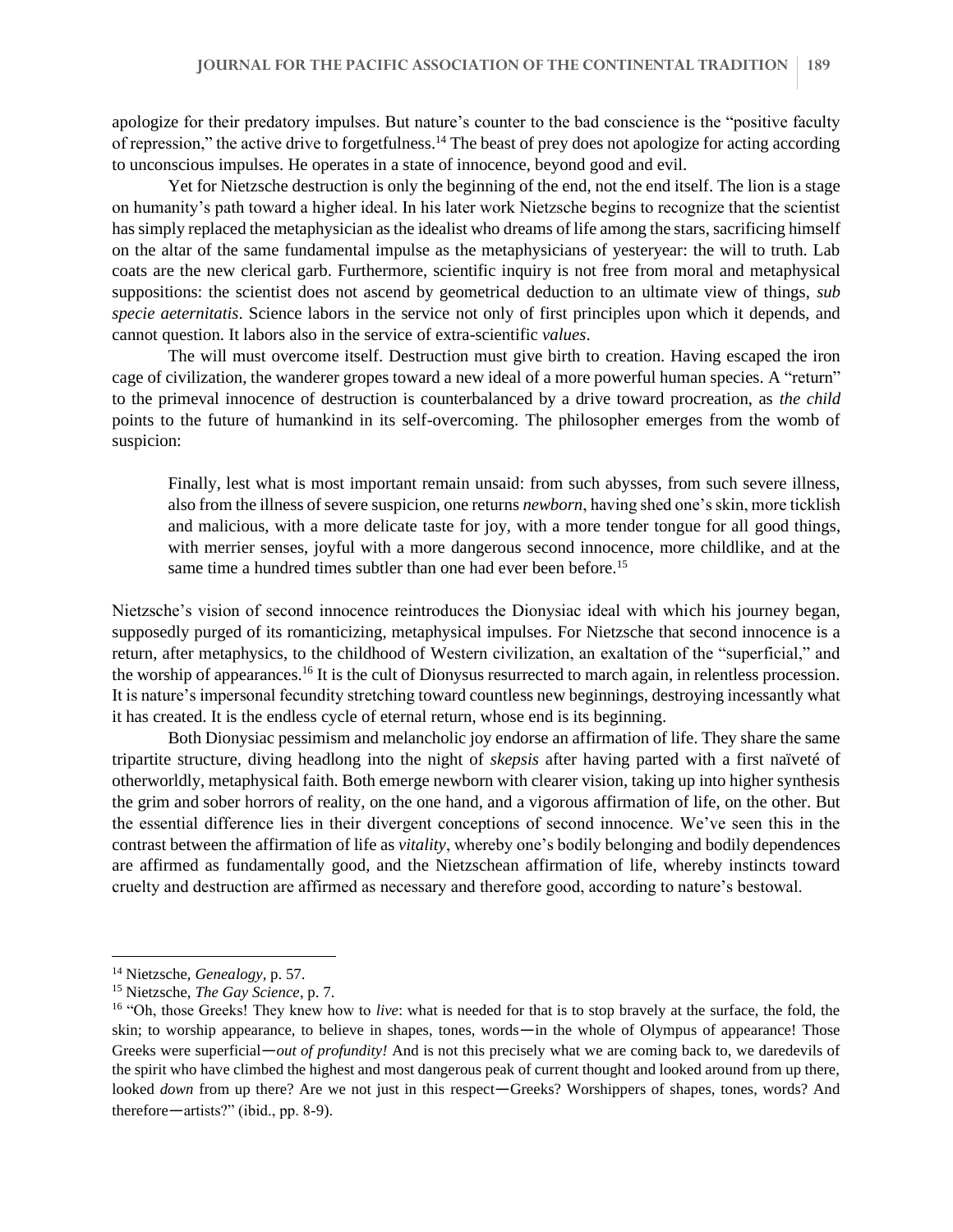apologize for their predatory impulses. But nature's counter to the bad conscience is the "positive faculty of repression," the active drive to forgetfulness.[14] The beast of prey does not apologize for acting according to unconscious impulses. He operates in a state of innocence, beyond good and evil.

Yet for Nietzsche destruction is only the beginning of the end, not the end itself. The lion is a stage on humanity's path toward a higher ideal. In his later work Nietzsche begins to recognize that the scientist has simply replaced the metaphysician as the idealist who dreams of life among the stars, sacrificing himself on the altar of the same fundamental impulse as the metaphysicians of yesteryear: the will to truth. Lab coats are the new clerical garb. Furthermore, scientific inquiry is not free from moral and metaphysical suppositions: the scientist does not ascend by geometrical deduction to an ultimate view of things, *sub specie aeternitatis*. Science labors in the service not only of first principles upon which it depends, and cannot question. It labors also in the service of extra-scientific *values*.

The will must overcome itself. Destruction must give birth to creation. Having escaped the iron cage of civilization, the wanderer gropes toward a new ideal of a more powerful human species. A "return" to the primeval innocence of destruction is counterbalanced by a drive toward procreation, as *the child* points to the future of humankind in its self-overcoming. The philosopher emerges from the womb of suspicion:

> Finally, lest what is most important remain unsaid: from such abysses, from such severe illness, also from the illness of severe suspicion, one returns *newborn*, having shed one's skin, more ticklish and malicious, with a more delicate taste for joy, with a more tender tongue for all good things, with merrier senses, joyful with a more dangerous second innocence, more childlike, and at the same time a hundred times subtler than one had ever been before.[15]

Nietzsche's vision of second innocence reintroduces the Dionysiac ideal with which his journey began, supposedly purged of its romanticizing, metaphysical impulses. For Nietzsche that second innocence is a return, after metaphysics, to the childhood of Western civilization, an exaltation of the "superficial," and the worship of appearances.[16] It is the cult of Dionysus resurrected to march again, in relentless procession. It is nature's impersonal fecundity stretching toward countless new beginnings, destroying incessantly what it has created. It is the endless cycle of eternal return, whose end is its beginning.

Both Dionysiac pessimism and melancholic joy endorse an affirmation of life. They share the same tripartite structure, diving headlong into the night of *skepsis* after having parted with a first naïveté of otherworldly, metaphysical faith. Both emerge newborn with clearer vision, taking up into higher synthesis the grim and sober horrors of reality, on the one hand, and a vigorous affirmation of life, on the other. But the essential difference lies in their divergent conceptions of second innocence. We've seen this in the contrast between the affirmation of life as *vitality*, whereby one's bodily belonging and bodily dependences are affirmed as fundamentally good, and the Nietzschean affirmation of life, whereby instincts toward cruelty and destruction are affirmed as necessary and therefore good, according to nature's bestowal.

---

[14] Nietzsche, *Genealogy*, p. 57.

[15] Nietzsche, *The Gay Science*, p. 7.

[16] "Oh, those Greeks! They knew how to *live*: what is needed for that is to stop bravely at the surface, the fold, the skin; to worship appearance, to believe in shapes, tones, words—in the whole of Olympus of appearance! Those Greeks were superficial—*out of profundity!* And is not this precisely what we are coming back to, we daredevils of the spirit who have climbed the highest and most dangerous peak of current thought and looked around from up there, looked *down* from up there? Are we not just in this respect—Greeks? Worshippers of shapes, tones, words? And therefore—artists?" (ibid., pp. 8-9).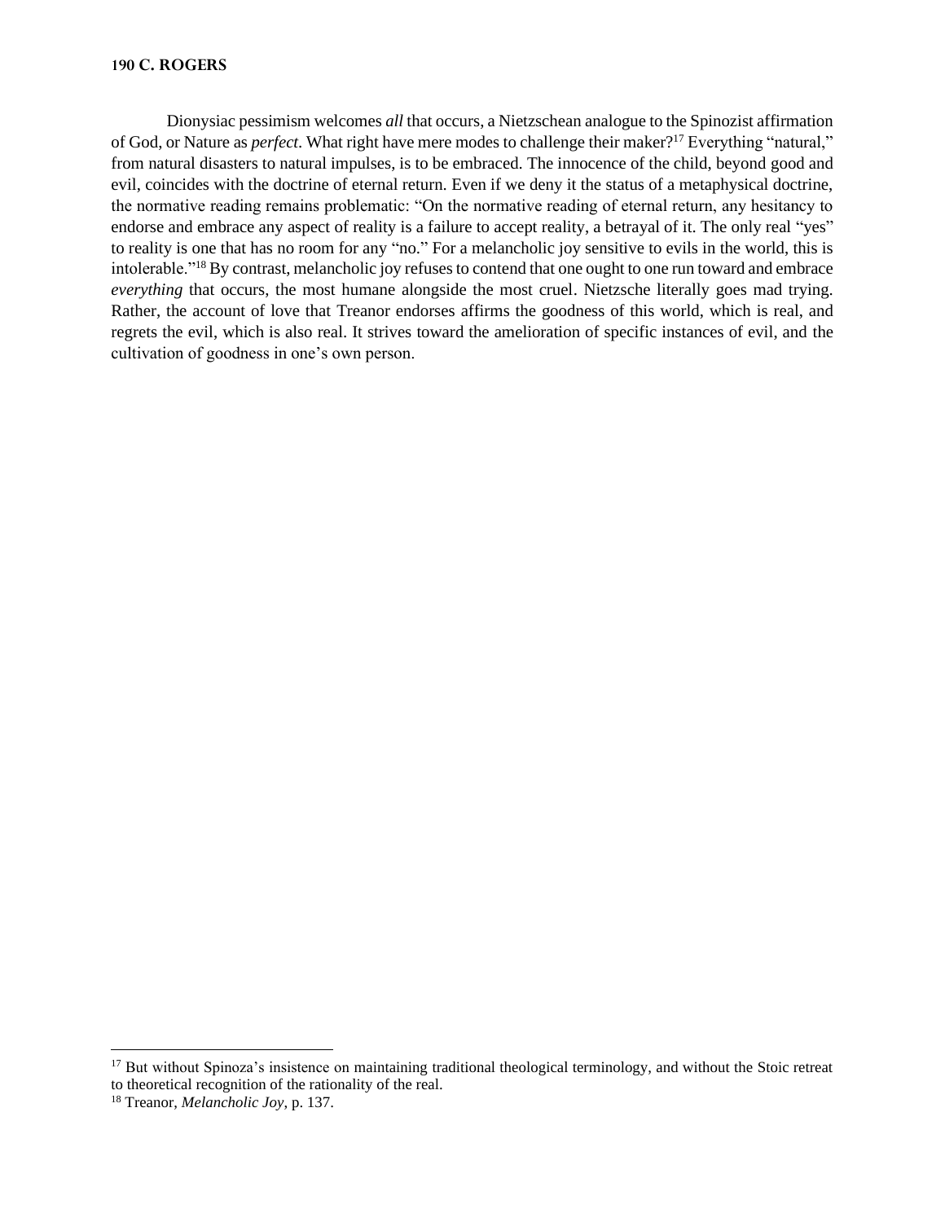Dionysiac pessimism welcomes *all* that occurs, a Nietzschean analogue to the Spinozist affirmation of God, or Nature as *perfect*. What right have mere modes to challenge their maker?[17] Everything "natural," from natural disasters to natural impulses, is to be embraced. The innocence of the child, beyond good and evil, coincides with the doctrine of eternal return. Even if we deny it the status of a metaphysical doctrine, the normative reading remains problematic: "On the normative reading of eternal return, any hesitancy to endorse and embrace any aspect of reality is a failure to accept reality, a betrayal of it. The only real "yes" to reality is one that has no room for any "no." For a melancholic joy sensitive to evils in the world, this is intolerable."[18] By contrast, melancholic joy refuses to contend that one ought to one run toward and embrace *everything* that occurs, the most humane alongside the most cruel. Nietzsche literally goes mad trying. Rather, the account of love that Treanor endorses affirms the goodness of this world, which is real, and regrets the evil, which is also real. It strives toward the amelioration of specific instances of evil, and the cultivation of goodness in one's own person.

---

[17] But without Spinoza's insistence on maintaining traditional theological terminology, and without the Stoic retreat to theoretical recognition of the rationality of the real.

[18] Treanor, *Melancholic Joy*, p. 137.